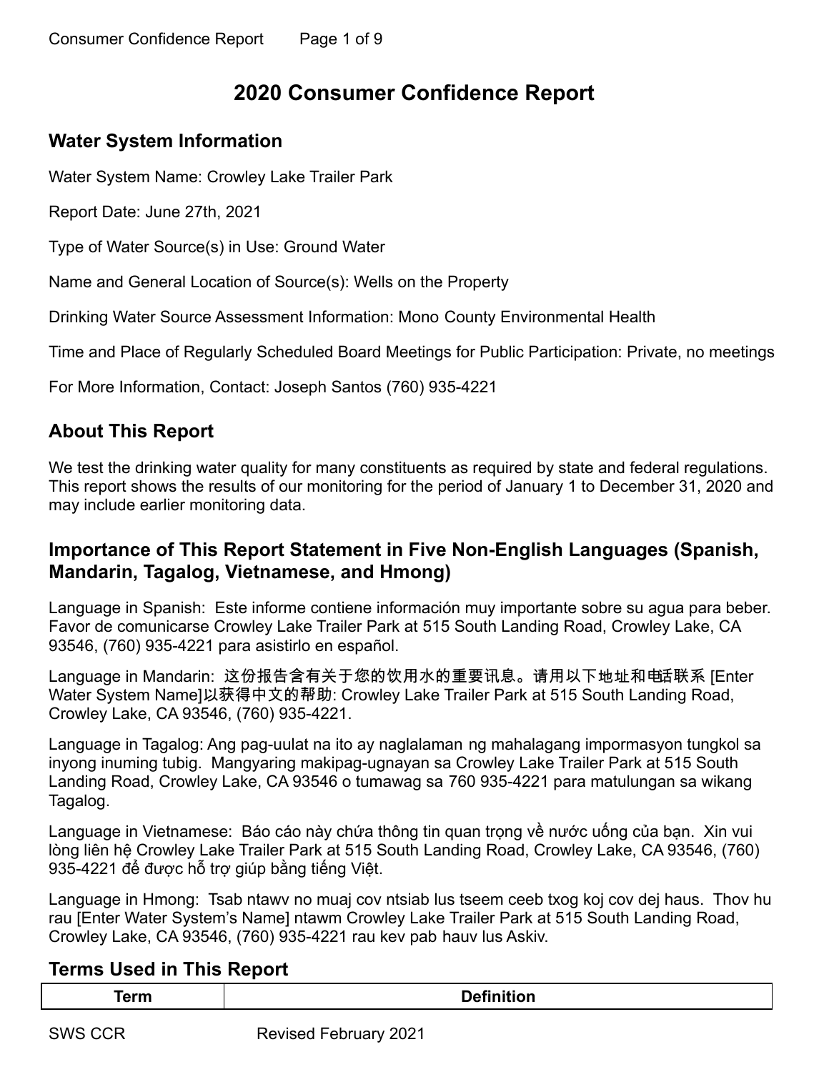# 2020 Consumer Confidence Report

## Water System Information

Water System Name: Crowley Lake Trailer Park

Report Date: June 27th, 2021

Type of Water Source(s) in Use: Ground Water

Name and General Location of Source(s): Wells on the Property

Drinking Water Source Assessment Information: Mono County Environmental Health

Time and Place of Regularly Scheduled Board Meetings for Public Participation: Private, no meetings

For More Information, Contact: Joseph Santos (760) 935-4221

## About This Report

We test the drinking water quality for many constituents as required by state and federal regulations. This report shows the results of our monitoring for the period of January 1 to December 31, 2020 and may include earlier monitoring data.

## Importance of This Report Statement in Five Non-English Languages (Spanish, Mandarin, Tagalog, Vietnamese, and Hmong)

Language in Spanish: Este informe contiene información muy importante sobre su agua para beber. Favor de comunicarse Crowley Lake Trailer Park at 515 South Landing Road, Crowley Lake, CA 93546, (760) 935-4221 para asistirlo en español.

Language in Mandarin: 这份报告含有关于您的饮用水的重要讯息。请用以下地址和电话联系 [Enter Water System Name]以获得中文的帮助: Crowley Lake Trailer Park at 515 South Landing Road, Crowley Lake, CA 93546, (760) 935-4221.

Language in Tagalog: Ang pag-uulat na ito ay naglalaman ng mahalagang impormasyon tungkol sa inyong inuming tubig. Mangyaring makipag-ugnayan sa Crowley Lake Trailer Park at 515 South Landing Road, Crowley Lake, CA 93546 o tumawag sa 760 935-4221 para matulungan sa wikang Tagalog.

Language in Vietnamese: Báo cáo này chứa thông tin quan trọng về nước uống của bạn. Xin vui lòng liên hệ Crowley Lake Trailer Park at 515 South Landing Road, Crowley Lake, CA 93546, (760) 935-4221 để được hỗ trợ giúp bằng tiếng Việt.

Language in Hmong: Tsab ntawv no muaj cov ntsiab lus tseem ceeb txog koj cov dej haus. Thov hu rau [Enter Water System's Name] ntawm Crowley Lake Trailer Park at 515 South Landing Road, Crowley Lake, CA 93546, (760) 935-4221 rau kev pab hauv lus Askiv.

## Terms Used in This Report

| Term | Definition |
| --- | --- |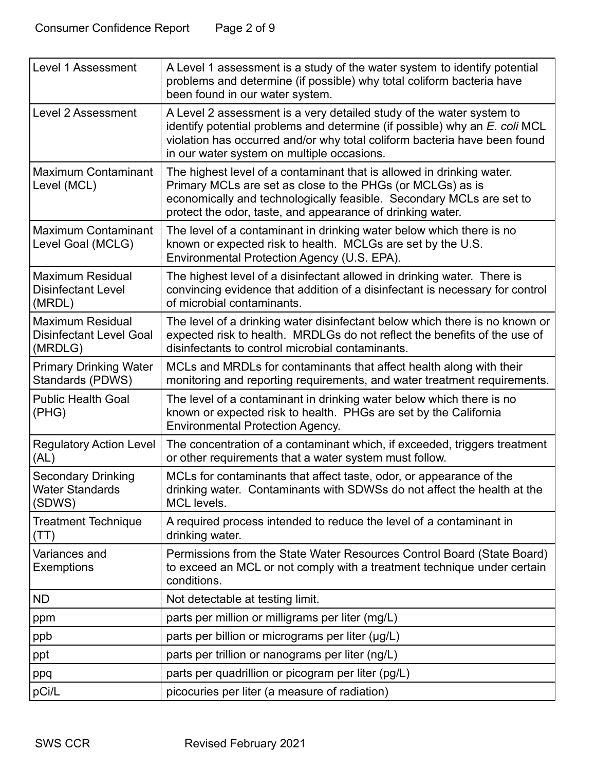| Term | Definition |
|---|---|
| Level 1 Assessment | A Level 1 assessment is a study of the water system to identify potential problems and determine (if possible) why total coliform bacteria have been found in our water system. |
| Level 2 Assessment | A Level 2 assessment is a very detailed study of the water system to identify potential problems and determine (if possible) why an *E. coli* MCL violation has occurred and/or why total coliform bacteria have been found in our water system on multiple occasions. |
| Maximum Contaminant Level (MCL) | The highest level of a contaminant that is allowed in drinking water. Primary MCLs are set as close to the PHGs (or MCLGs) as is economically and technologically feasible. Secondary MCLs are set to protect the odor, taste, and appearance of drinking water. |
| Maximum Contaminant Level Goal (MCLG) | The level of a contaminant in drinking water below which there is no known or expected risk to health. MCLGs are set by the U.S. Environmental Protection Agency (U.S. EPA). |
| Maximum Residual Disinfectant Level (MRDL) | The highest level of a disinfectant allowed in drinking water. There is convincing evidence that addition of a disinfectant is necessary for control of microbial contaminants. |
| Maximum Residual Disinfectant Level Goal (MRDLG) | The level of a drinking water disinfectant below which there is no known or expected risk to health. MRDLGs do not reflect the benefits of the use of disinfectants to control microbial contaminants. |
| Primary Drinking Water Standards (PDWS) | MCLs and MRDLs for contaminants that affect health along with their monitoring and reporting requirements, and water treatment requirements. |
| Public Health Goal (PHG) | The level of a contaminant in drinking water below which there is no known or expected risk to health. PHGs are set by the California Environmental Protection Agency. |
| Regulatory Action Level (AL) | The concentration of a contaminant which, if exceeded, triggers treatment or other requirements that a water system must follow. |
| Secondary Drinking Water Standards (SDWS) | MCLs for contaminants that affect taste, odor, or appearance of the drinking water. Contaminants with SDWSs do not affect the health at the MCL levels. |
| Treatment Technique (TT) | A required process intended to reduce the level of a contaminant in drinking water. |
| Variances and Exemptions | Permissions from the State Water Resources Control Board (State Board) to exceed an MCL or not comply with a treatment technique under certain conditions. |
| ND | Not detectable at testing limit. |
| ppm | parts per million or milligrams per liter (mg/L) |
| ppb | parts per billion or micrograms per liter (μg/L) |
| ppt | parts per trillion or nanograms per liter (ng/L) |
| ppq | parts per quadrillion or picogram per liter (pg/L) |
| pCi/L | picocuries per liter (a measure of radiation) |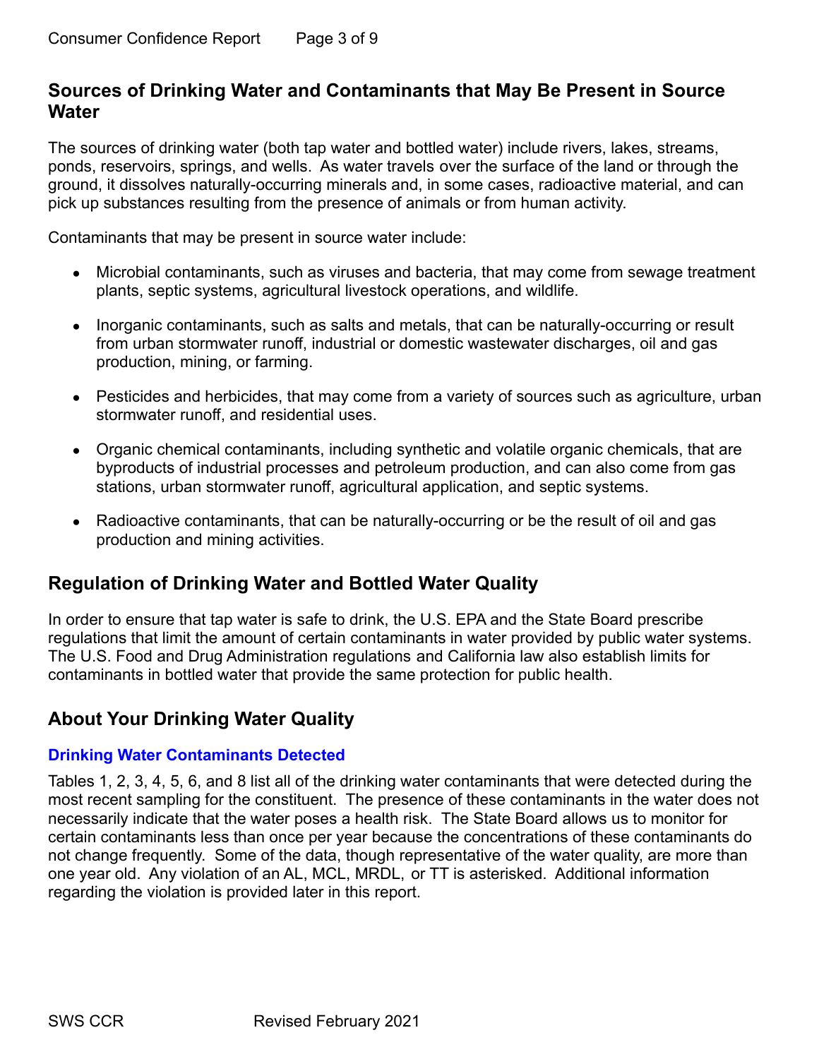## Sources of Drinking Water and Contaminants that May Be Present in Source Water

The sources of drinking water (both tap water and bottled water) include rivers, lakes, streams, ponds, reservoirs, springs, and wells. As water travels over the surface of the land or through the ground, it dissolves naturally-occurring minerals and, in some cases, radioactive material, and can pick up substances resulting from the presence of animals or from human activity.

Contaminants that may be present in source water include:

- Microbial contaminants, such as viruses and bacteria, that may come from sewage treatment plants, septic systems, agricultural livestock operations, and wildlife.
- Inorganic contaminants, such as salts and metals, that can be naturally-occurring or result from urban stormwater runoff, industrial or domestic wastewater discharges, oil and gas production, mining, or farming.
- Pesticides and herbicides, that may come from a variety of sources such as agriculture, urban stormwater runoff, and residential uses.
- Organic chemical contaminants, including synthetic and volatile organic chemicals, that are byproducts of industrial processes and petroleum production, and can also come from gas stations, urban stormwater runoff, agricultural application, and septic systems.
- Radioactive contaminants, that can be naturally-occurring or be the result of oil and gas production and mining activities.

## Regulation of Drinking Water and Bottled Water Quality

In order to ensure that tap water is safe to drink, the U.S. EPA and the State Board prescribe regulations that limit the amount of certain contaminants in water provided by public water systems. The U.S. Food and Drug Administration regulations and California law also establish limits for contaminants in bottled water that provide the same protection for public health.

## About Your Drinking Water Quality

### Drinking Water Contaminants Detected

Tables 1, 2, 3, 4, 5, 6, and 8 list all of the drinking water contaminants that were detected during the most recent sampling for the constituent. The presence of these contaminants in the water does not necessarily indicate that the water poses a health risk. The State Board allows us to monitor for certain contaminants less than once per year because the concentrations of these contaminants do not change frequently. Some of the data, though representative of the water quality, are more than one year old. Any violation of an AL, MCL, MRDL, or TT is asterisked. Additional information regarding the violation is provided later in this report.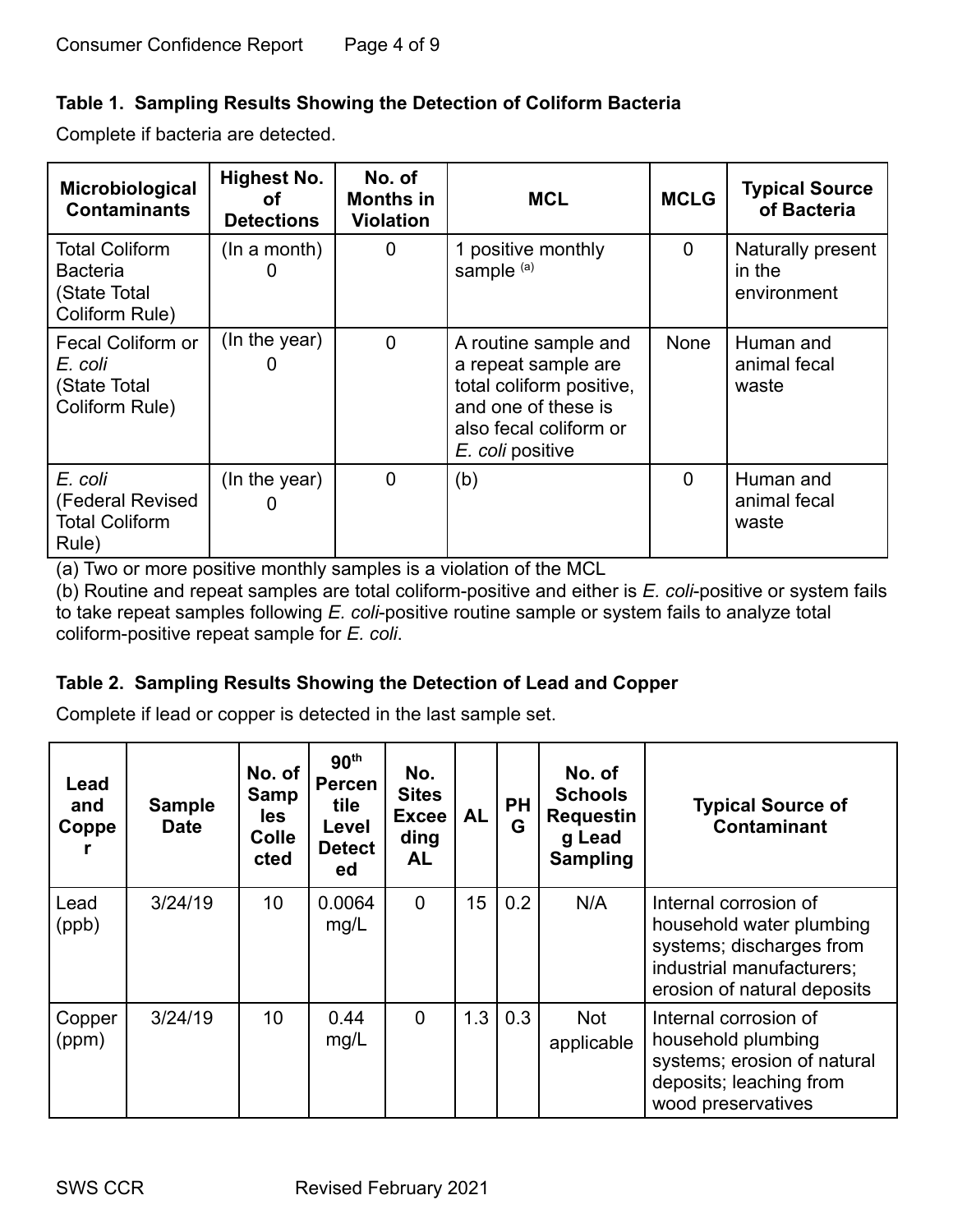### Table 1. Sampling Results Showing the Detection of Coliform Bacteria

Complete if bacteria are detected.

| Microbiological Contaminants | Highest No. of Detections | No. of Months in Violation | MCL | MCLG | Typical Source of Bacteria |
|---|---|---|---|---|---|
| Total Coliform Bacteria (State Total Coliform Rule) | (In a month) 0 | 0 | 1 positive monthly sample [(a)] | 0 | Naturally present in the environment |
| Fecal Coliform or *E. coli* (State Total Coliform Rule) | (In the year) 0 | 0 | A routine sample and a repeat sample are total coliform positive, and one of these is also fecal coliform or *E. coli* positive | None | Human and animal fecal waste |
| *E. coli* (Federal Revised Total Coliform Rule) | (In the year) 0 | 0 | (b) | 0 | Human and animal fecal waste |

(a) Two or more positive monthly samples is a violation of the MCL

(b) Routine and repeat samples are total coliform-positive and either is *E. coli*-positive or system fails to take repeat samples following *E. coli*-positive routine sample or system fails to analyze total coliform-positive repeat sample for *E. coli*.

### Table 2. Sampling Results Showing the Detection of Lead and Copper

Complete if lead or copper is detected in the last sample set.

| Lead and Copper | Sample Date | No. of Samples Collected | 90th Percentile Level Detected | No. Sites Exceeding AL | AL | PHG | No. of Schools Requesting Lead Sampling | Typical Source of Contaminant |
|---|---|---|---|---|---|---|---|---|
| Lead (ppb) | 3/24/19 | 10 | 0.0064 mg/L | 0 | 15 | 0.2 | N/A | Internal corrosion of household water plumbing systems; discharges from industrial manufacturers; erosion of natural deposits |
| Copper (ppm) | 3/24/19 | 10 | 0.44 mg/L | 0 | 1.3 | 0.3 | Not applicable | Internal corrosion of household plumbing systems; erosion of natural deposits; leaching from wood preservatives |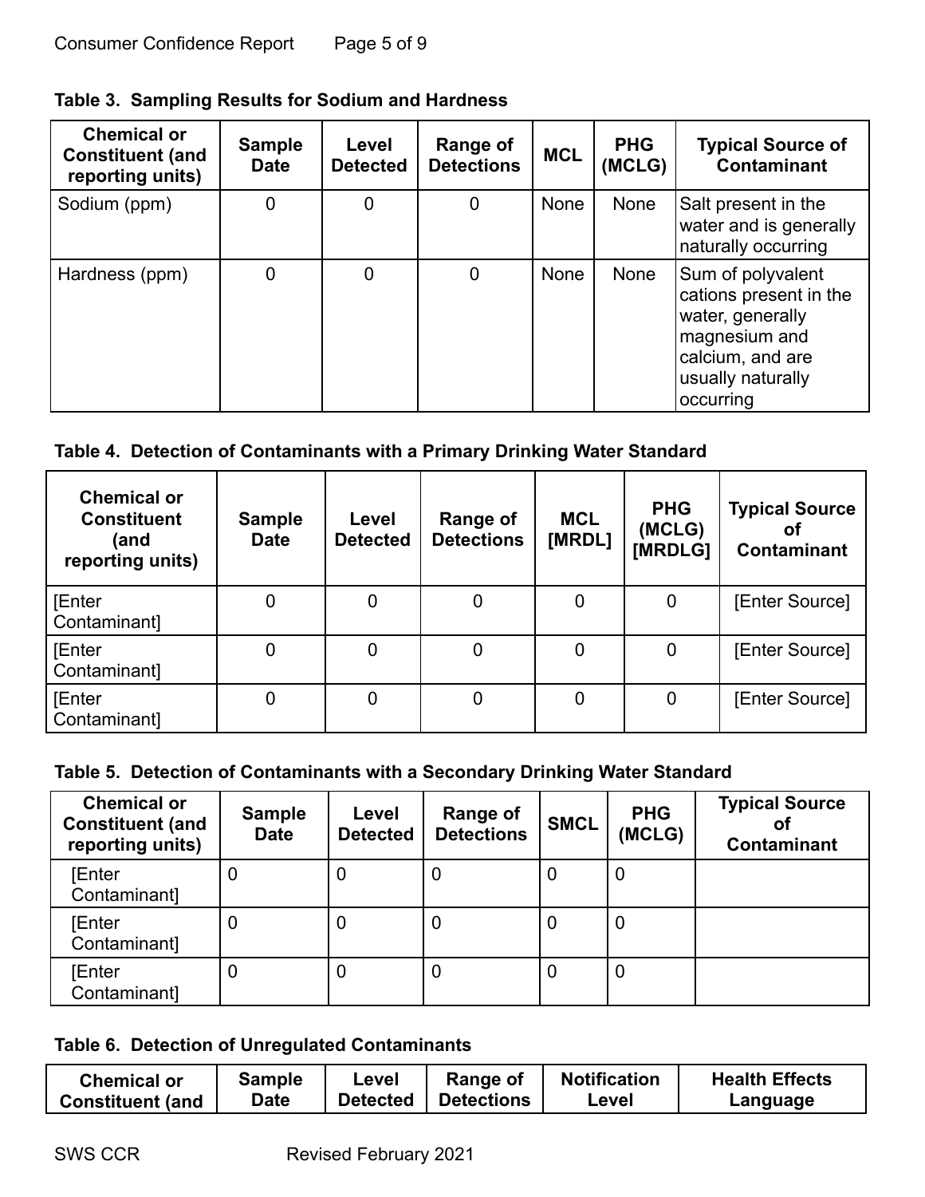**Table 3. Sampling Results for Sodium and Hardness**

| Chemical or Constituent (and reporting units) | Sample Date | Level Detected | Range of Detections | MCL | PHG (MCLG) | Typical Source of Contaminant |
|---|---|---|---|---|---|---|
| Sodium (ppm) | 0 | 0 | 0 | None | None | Salt present in the water and is generally naturally occurring |
| Hardness (ppm) | 0 | 0 | 0 | None | None | Sum of polyvalent cations present in the water, generally magnesium and calcium, and are usually naturally occurring |

**Table 4. Detection of Contaminants with a Primary Drinking Water Standard**

| Chemical or Constituent (and reporting units) | Sample Date | Level Detected | Range of Detections | MCL [MRDL] | PHG (MCLG) [MRDLG] | Typical Source of Contaminant |
|---|---|---|---|---|---|---|
| [Enter Contaminant] | 0 | 0 | 0 | 0 | 0 | [Enter Source] |
| [Enter Contaminant] | 0 | 0 | 0 | 0 | 0 | [Enter Source] |
| [Enter Contaminant] | 0 | 0 | 0 | 0 | 0 | [Enter Source] |

**Table 5. Detection of Contaminants with a Secondary Drinking Water Standard**

| Chemical or Constituent (and reporting units) | Sample Date | Level Detected | Range of Detections | SMCL | PHG (MCLG) | Typical Source of Contaminant |
|---|---|---|---|---|---|---|
| [Enter Contaminant] | 0 | 0 | 0 | 0 | 0 | |
| [Enter Contaminant] | 0 | 0 | 0 | 0 | 0 | |
| [Enter Contaminant] | 0 | 0 | 0 | 0 | 0 | |

**Table 6. Detection of Unregulated Contaminants**

| Chemical or Constituent (and | Sample Date | Level Detected | Range of Detections | Notification Level | Health Effects Language |
|---|---|---|---|---|---|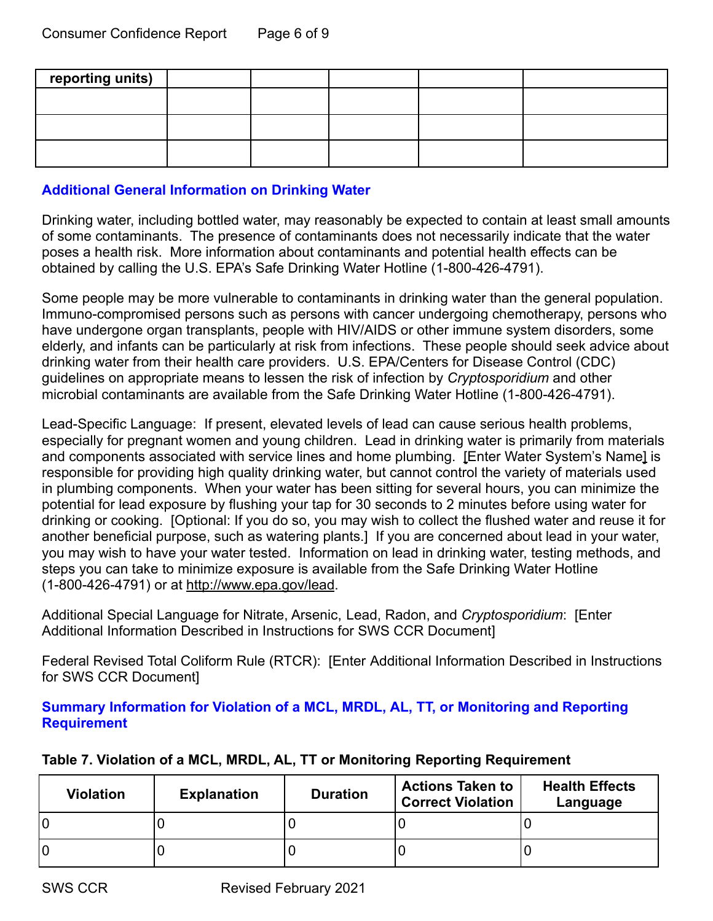| reporting units) | | | | | |
|---|---|---|---|---|---|
| | | | | | |
| | | | | | |
| | | | | | |

## Additional General Information on Drinking Water

Drinking water, including bottled water, may reasonably be expected to contain at least small amounts of some contaminants. The presence of contaminants does not necessarily indicate that the water poses a health risk. More information about contaminants and potential health effects can be obtained by calling the U.S. EPA's Safe Drinking Water Hotline (1-800-426-4791).

Some people may be more vulnerable to contaminants in drinking water than the general population. Immuno-compromised persons such as persons with cancer undergoing chemotherapy, persons who have undergone organ transplants, people with HIV/AIDS or other immune system disorders, some elderly, and infants can be particularly at risk from infections. These people should seek advice about drinking water from their health care providers. U.S. EPA/Centers for Disease Control (CDC) guidelines on appropriate means to lessen the risk of infection by *Cryptosporidium* and other microbial contaminants are available from the Safe Drinking Water Hotline (1-800-426-4791).

Lead-Specific Language: If present, elevated levels of lead can cause serious health problems, especially for pregnant women and young children. Lead in drinking water is primarily from materials and components associated with service lines and home plumbing. [Enter Water System's Name] is responsible for providing high quality drinking water, but cannot control the variety of materials used in plumbing components. When your water has been sitting for several hours, you can minimize the potential for lead exposure by flushing your tap for 30 seconds to 2 minutes before using water for drinking or cooking. [Optional: If you do so, you may wish to collect the flushed water and reuse it for another beneficial purpose, such as watering plants.] If you are concerned about lead in your water, you may wish to have your water tested. Information on lead in drinking water, testing methods, and steps you can take to minimize exposure is available from the Safe Drinking Water Hotline (1-800-426-4791) or at http://www.epa.gov/lead.

Additional Special Language for Nitrate, Arsenic, Lead, Radon, and *Cryptosporidium*: [Enter Additional Information Described in Instructions for SWS CCR Document]

Federal Revised Total Coliform Rule (RTCR): [Enter Additional Information Described in Instructions for SWS CCR Document]

## Summary Information for Violation of a MCL, MRDL, AL, TT, or Monitoring and Reporting Requirement

**Table 7. Violation of a MCL, MRDL, AL, TT or Monitoring Reporting Requirement**

| Violation | Explanation | Duration | Actions Taken to Correct Violation | Health Effects Language |
|---|---|---|---|---|
| 0 | 0 | 0 | 0 | 0 |
| 0 | 0 | 0 | 0 | 0 |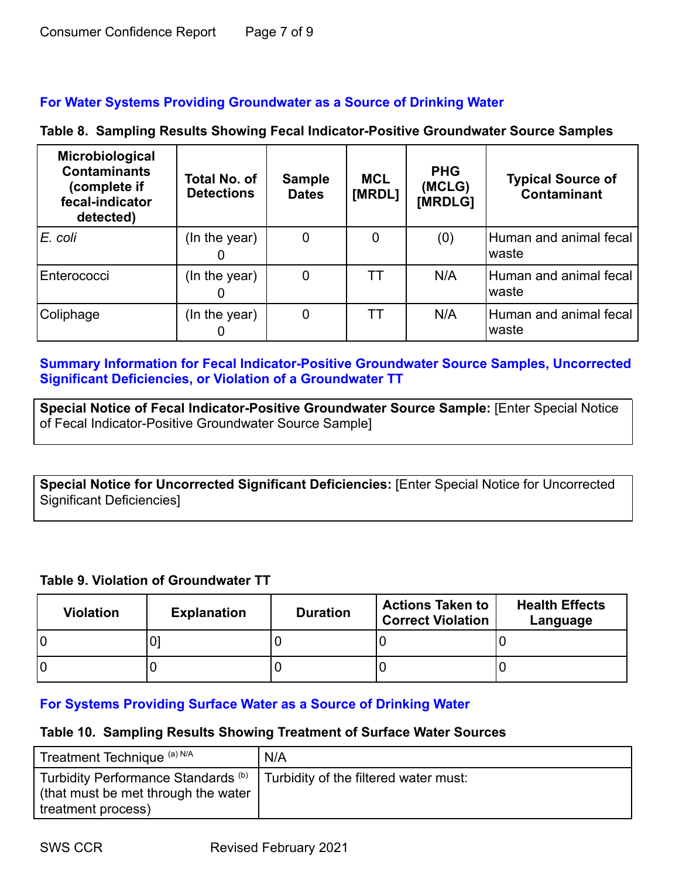## For Water Systems Providing Groundwater as a Source of Drinking Water

**Table 8. Sampling Results Showing Fecal Indicator-Positive Groundwater Source Samples**

| Microbiological Contaminants (complete if fecal-indicator detected) | Total No. of Detections | Sample Dates | MCL [MRDL] | PHG (MCLG) [MRDLG] | Typical Source of Contaminant |
|---|---|---|---|---|---|
| *E. coli* | (In the year) 0 | 0 | 0 | (0) | Human and animal fecal waste |
| Enterococci | (In the year) 0 | 0 | TT | N/A | Human and animal fecal waste |
| Coliphage | (In the year) 0 | 0 | TT | N/A | Human and animal fecal waste |

## Summary Information for Fecal Indicator-Positive Groundwater Source Samples, Uncorrected Significant Deficiencies, or Violation of a Groundwater TT

**Special Notice of Fecal Indicator-Positive Groundwater Source Sample:** [Enter Special Notice of Fecal Indicator-Positive Groundwater Source Sample]

**Special Notice for Uncorrected Significant Deficiencies:** [Enter Special Notice for Uncorrected Significant Deficiencies]

**Table 9. Violation of Groundwater TT**

| Violation | Explanation | Duration | Actions Taken to Correct Violation | Health Effects Language |
|---|---|---|---|---|
| 0 | 0] | 0 | 0 | 0 |
| 0 | 0 | 0 | 0 | 0 |

## For Systems Providing Surface Water as a Source of Drinking Water

**Table 10. Sampling Results Showing Treatment of Surface Water Sources**

| Treatment Technique [(a) N/A] | N/A |
|---|---|
| Turbidity Performance Standards [(b)] (that must be met through the water treatment process) | Turbidity of the filtered water must: |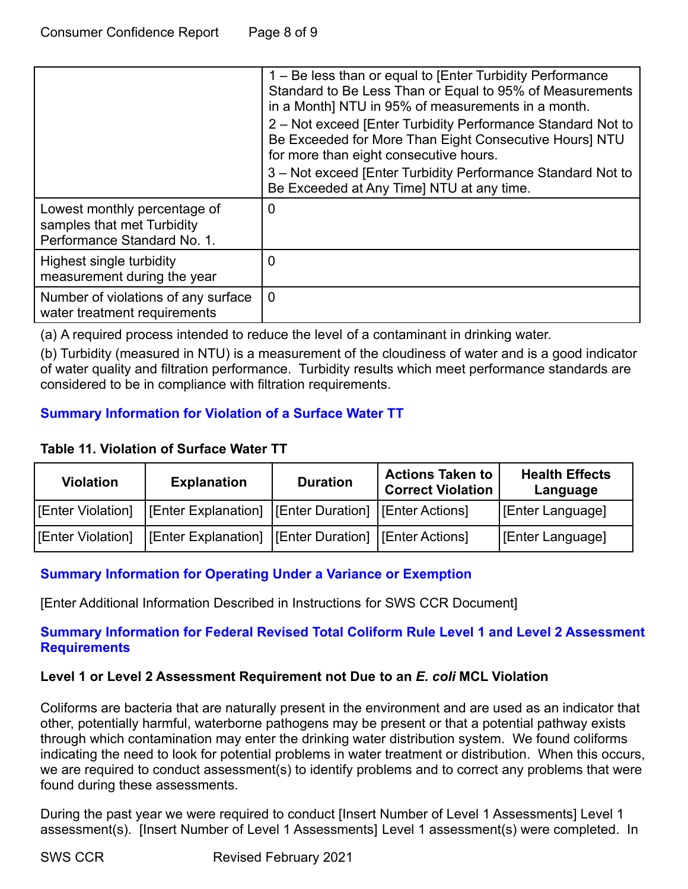| | |
|---|---|
| | 1 – Be less than or equal to [Enter Turbidity Performance Standard to Be Less Than or Equal to 95% of Measurements in a Month] NTU in 95% of measurements in a month.<br>2 – Not exceed [Enter Turbidity Performance Standard Not to Be Exceeded for More Than Eight Consecutive Hours] NTU for more than eight consecutive hours.<br>3 – Not exceed [Enter Turbidity Performance Standard Not to Be Exceeded at Any Time] NTU at any time. |
| Lowest monthly percentage of samples that met Turbidity Performance Standard No. 1. | 0 |
| Highest single turbidity measurement during the year | 0 |
| Number of violations of any surface water treatment requirements | 0 |

(a) A required process intended to reduce the level of a contaminant in drinking water.

(b) Turbidity (measured in NTU) is a measurement of the cloudiness of water and is a good indicator of water quality and filtration performance. Turbidity results which meet performance standards are considered to be in compliance with filtration requirements.

## Summary Information for Violation of a Surface Water TT

**Table 11. Violation of Surface Water TT**

| Violation | Explanation | Duration | Actions Taken to Correct Violation | Health Effects Language |
|---|---|---|---|---|
| [Enter Violation] | [Enter Explanation] | [Enter Duration] | [Enter Actions] | [Enter Language] |
| [Enter Violation] | [Enter Explanation] | [Enter Duration] | [Enter Actions] | [Enter Language] |

## Summary Information for Operating Under a Variance or Exemption

[Enter Additional Information Described in Instructions for SWS CCR Document]

## Summary Information for Federal Revised Total Coliform Rule Level 1 and Level 2 Assessment Requirements

### Level 1 or Level 2 Assessment Requirement not Due to an *E. coli* MCL Violation

Coliforms are bacteria that are naturally present in the environment and are used as an indicator that other, potentially harmful, waterborne pathogens may be present or that a potential pathway exists through which contamination may enter the drinking water distribution system. We found coliforms indicating the need to look for potential problems in water treatment or distribution. When this occurs, we are required to conduct assessment(s) to identify problems and to correct any problems that were found during these assessments.

During the past year we were required to conduct [Insert Number of Level 1 Assessments] Level 1 assessment(s). [Insert Number of Level 1 Assessments] Level 1 assessment(s) were completed. In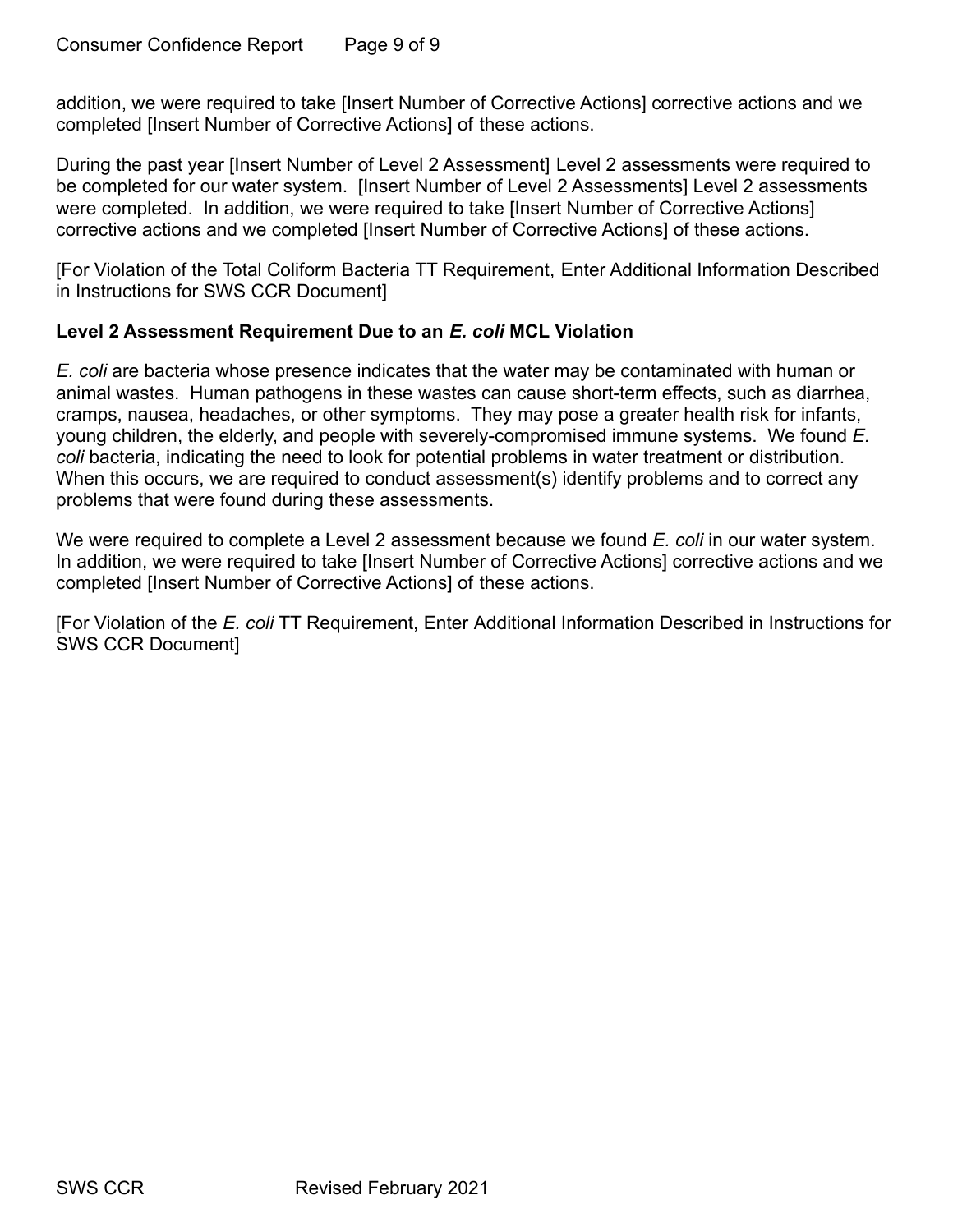addition, we were required to take [Insert Number of Corrective Actions] corrective actions and we completed [Insert Number of Corrective Actions] of these actions.

During the past year [Insert Number of Level 2 Assessment] Level 2 assessments were required to be completed for our water system. [Insert Number of Level 2 Assessments] Level 2 assessments were completed. In addition, we were required to take [Insert Number of Corrective Actions] corrective actions and we completed [Insert Number of Corrective Actions] of these actions.

[For Violation of the Total Coliform Bacteria TT Requirement, Enter Additional Information Described in Instructions for SWS CCR Document]

### Level 2 Assessment Requirement Due to an *E. coli* MCL Violation

*E. coli* are bacteria whose presence indicates that the water may be contaminated with human or animal wastes. Human pathogens in these wastes can cause short-term effects, such as diarrhea, cramps, nausea, headaches, or other symptoms. They may pose a greater health risk for infants, young children, the elderly, and people with severely-compromised immune systems. We found *E. coli* bacteria, indicating the need to look for potential problems in water treatment or distribution. When this occurs, we are required to conduct assessment(s) identify problems and to correct any problems that were found during these assessments.

We were required to complete a Level 2 assessment because we found *E. coli* in our water system. In addition, we were required to take [Insert Number of Corrective Actions] corrective actions and we completed [Insert Number of Corrective Actions] of these actions.

[For Violation of the *E. coli* TT Requirement, Enter Additional Information Described in Instructions for SWS CCR Document]